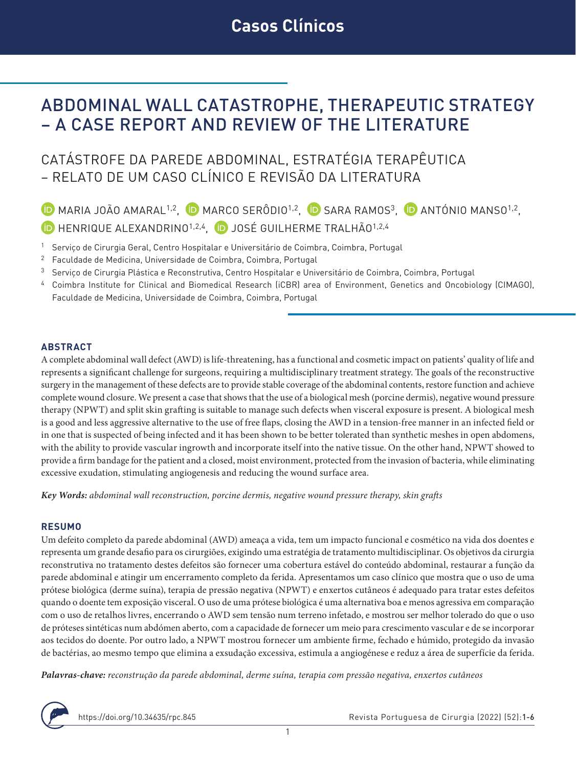Casos Clínicos

# ABDOMINAL WALL CATASTROPHE, THERAPEUTIC STRATEGY – A CASE REPORT AND REVIEW OF THE LITERATURE

## CATÁSTROFE DA PAREDE ABDOMINAL, ESTRATÉGIA TERAPÊUTICA – RELATO DE UM CASO CLÍNICO E REVISÃO DA LITERATURA

MARIA JOÃO AMARAL[1,2], MARCO SERÔDIO[1,2], SARA RAMOS[3], ANTÓNIO MANSO[1,2], HENRIQUE ALEXANDRINO[1,2,4], JOSÉ GUILHERME TRALHÃO[1,2,4]

[1] Serviço de Cirurgia Geral, Centro Hospitalar e Universitário de Coimbra, Coimbra, Portugal
[2] Faculdade de Medicina, Universidade de Coimbra, Coimbra, Portugal
[3] Serviço de Cirurgia Plástica e Reconstrutiva, Centro Hospitalar e Universitário de Coimbra, Coimbra, Portugal
[4] Coimbra Institute for Clinical and Biomedical Research (iCBR) area of Environment, Genetics and Oncobiology (CIMAGO), Faculdade de Medicina, Universidade de Coimbra, Coimbra, Portugal

### ABSTRACT

A complete abdominal wall defect (AWD) is life-threatening, has a functional and cosmetic impact on patients' quality of life and represents a significant challenge for surgeons, requiring a multidisciplinary treatment strategy. The goals of the reconstructive surgery in the management of these defects are to provide stable coverage of the abdominal contents, restore function and achieve complete wound closure. We present a case that shows that the use of a biological mesh (porcine dermis), negative wound pressure therapy (NPWT) and split skin grafting is suitable to manage such defects when visceral exposure is present. A biological mesh is a good and less aggressive alternative to the use of free flaps, closing the AWD in a tension-free manner in an infected field or in one that is suspected of being infected and it has been shown to be better tolerated than synthetic meshes in open abdomens, with the ability to provide vascular ingrowth and incorporate itself into the native tissue. On the other hand, NPWT showed to provide a firm bandage for the patient and a closed, moist environment, protected from the invasion of bacteria, while eliminating excessive exudation, stimulating angiogenesis and reducing the wound surface area.

***Key Words:** abdominal wall reconstruction, porcine dermis, negative wound pressure therapy, skin grafts*

### RESUMO

Um defeito completo da parede abdominal (AWD) ameaça a vida, tem um impacto funcional e cosmético na vida dos doentes e representa um grande desafio para os cirurgiões, exigindo uma estratégia de tratamento multidisciplinar. Os objetivos da cirurgia reconstrutiva no tratamento destes defeitos são fornecer uma cobertura estável do conteúdo abdominal, restaurar a função da parede abdominal e atingir um encerramento completo da ferida. Apresentamos um caso clínico que mostra que o uso de uma prótese biológica (derme suína), terapia de pressão negativa (NPWT) e enxertos cutâneos é adequado para tratar estes defeitos quando o doente tem exposição visceral. O uso de uma prótese biológica é uma alternativa boa e menos agressiva em comparação com o uso de retalhos livres, encerrando o AWD sem tensão num terreno infetado, e mostrou ser melhor tolerado do que o uso de próteses sintéticas num abdómen aberto, com a capacidade de fornecer um meio para crescimento vascular e de se incorporar aos tecidos do doente. Por outro lado, a NPWT mostrou fornecer um ambiente firme, fechado e húmido, protegido da invasão de bactérias, ao mesmo tempo que elimina a exsudação excessiva, estimula a angiogénese e reduz a área de superfície da ferida.

***Palavras-chave:** reconstrução da parede abdominal, derme suína, terapia com pressão negativa, enxertos cutâneos*

https://doi.org/10.34635/rpc.845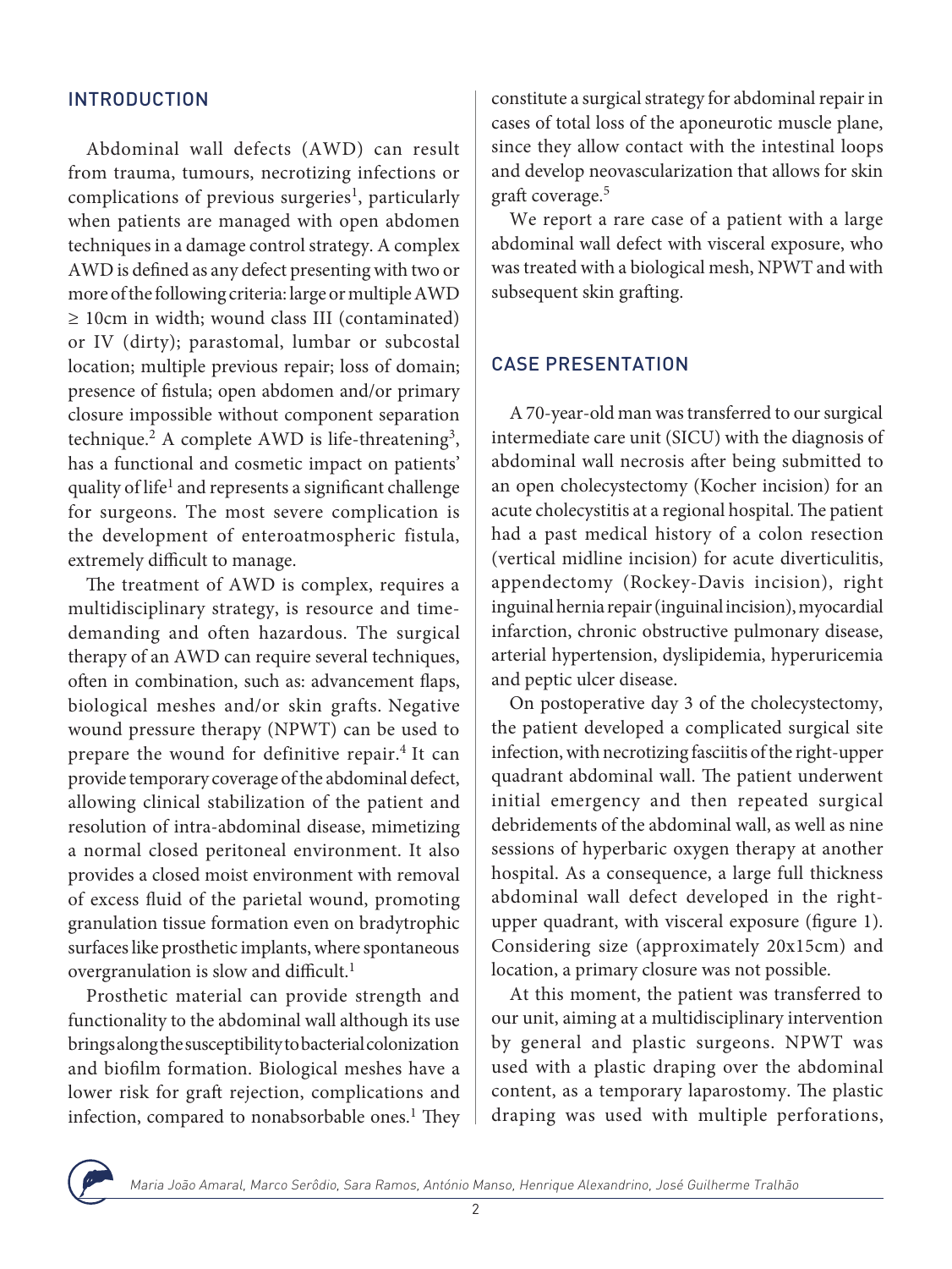## INTRODUCTION

Abdominal wall defects (AWD) can result from trauma, tumours, necrotizing infections or complications of previous surgeries[1], particularly when patients are managed with open abdomen techniques in a damage control strategy. A complex AWD is defined as any defect presenting with two or more of the following criteria: large or multiple AWD ≥ 10cm in width; wound class III (contaminated) or IV (dirty); parastomal, lumbar or subcostal location; multiple previous repair; loss of domain; presence of fistula; open abdomen and/or primary closure impossible without component separation technique.[2] A complete AWD is life-threatening[3], has a functional and cosmetic impact on patients' quality of life[1] and represents a significant challenge for surgeons. The most severe complication is the development of enteroatmospheric fistula, extremely difficult to manage.

The treatment of AWD is complex, requires a multidisciplinary strategy, is resource and time-demanding and often hazardous. The surgical therapy of an AWD can require several techniques, often in combination, such as: advancement flaps, biological meshes and/or skin grafts. Negative wound pressure therapy (NPWT) can be used to prepare the wound for definitive repair.[4] It can provide temporary coverage of the abdominal defect, allowing clinical stabilization of the patient and resolution of intra-abdominal disease, mimetizing a normal closed peritoneal environment. It also provides a closed moist environment with removal of excess fluid of the parietal wound, promoting granulation tissue formation even on bradytrophic surfaces like prosthetic implants, where spontaneous overgranulation is slow and difficult.[1]

Prosthetic material can provide strength and functionality to the abdominal wall although its use brings along the susceptibility to bacterial colonization and biofilm formation. Biological meshes have a lower risk for graft rejection, complications and infection, compared to nonabsorbable ones.[1] They constitute a surgical strategy for abdominal repair in cases of total loss of the aponeurotic muscle plane, since they allow contact with the intestinal loops and develop neovascularization that allows for skin graft coverage.[5]

We report a rare case of a patient with a large abdominal wall defect with visceral exposure, who was treated with a biological mesh, NPWT and with subsequent skin grafting.

## CASE PRESENTATION

A 70-year-old man was transferred to our surgical intermediate care unit (SICU) with the diagnosis of abdominal wall necrosis after being submitted to an open cholecystectomy (Kocher incision) for an acute cholecystitis at a regional hospital. The patient had a past medical history of a colon resection (vertical midline incision) for acute diverticulitis, appendectomy (Rockey-Davis incision), right inguinal hernia repair (inguinal incision), myocardial infarction, chronic obstructive pulmonary disease, arterial hypertension, dyslipidemia, hyperuricemia and peptic ulcer disease.

On postoperative day 3 of the cholecystectomy, the patient developed a complicated surgical site infection, with necrotizing fasciitis of the right-upper quadrant abdominal wall. The patient underwent initial emergency and then repeated surgical debridements of the abdominal wall, as well as nine sessions of hyperbaric oxygen therapy at another hospital. As a consequence, a large full thickness abdominal wall defect developed in the right-upper quadrant, with visceral exposure (figure 1). Considering size (approximately 20x15cm) and location, a primary closure was not possible.

At this moment, the patient was transferred to our unit, aiming at a multidisciplinary intervention by general and plastic surgeons. NPWT was used with a plastic draping over the abdominal content, as a temporary laparostomy. The plastic draping was used with multiple perforations,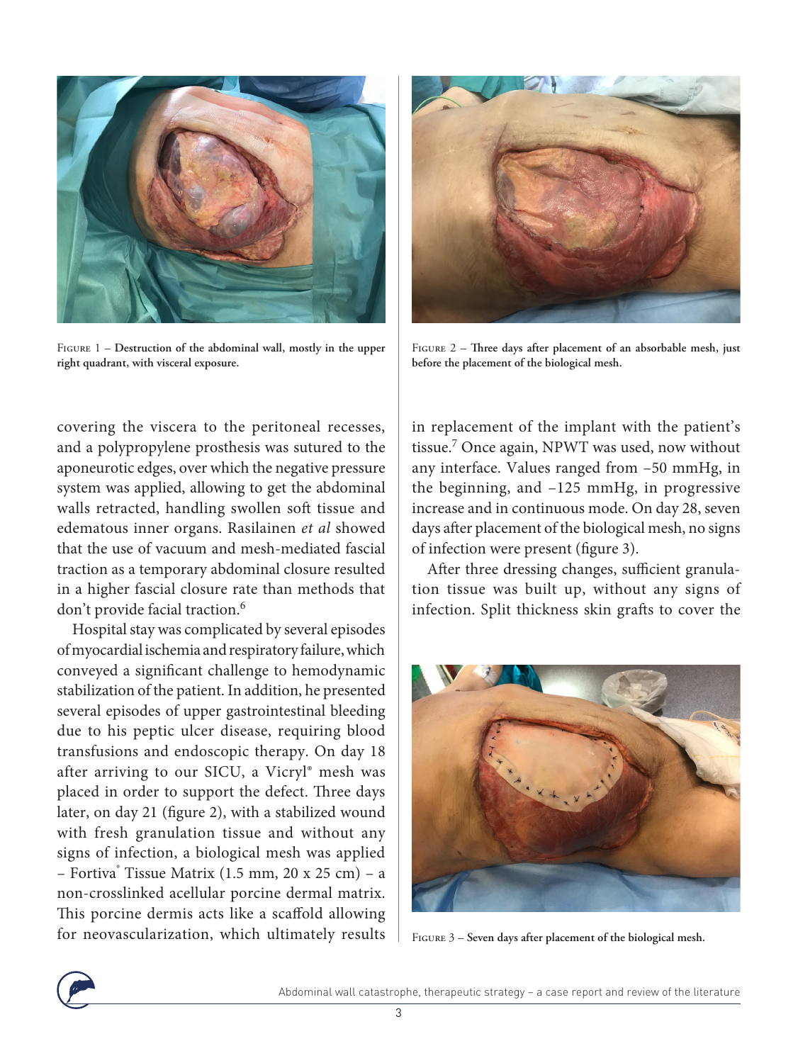Figure 1 – **Destruction of the abdominal wall, mostly in the upper right quadrant, with visceral exposure.**

Figure 2 – **Three days after placement of an absorbable mesh, just before the placement of the biological mesh.**

covering the viscera to the peritoneal recesses, and a polypropylene prosthesis was sutured to the aponeurotic edges, over which the negative pressure system was applied, allowing to get the abdominal walls retracted, handling swollen soft tissue and edematous inner organs. Rasilainen *et al* showed that the use of vacuum and mesh-mediated fascial traction as a temporary abdominal closure resulted in a higher fascial closure rate than methods that don't provide facial traction.[6]

Hospital stay was complicated by several episodes of myocardial ischemia and respiratory failure, which conveyed a significant challenge to hemodynamic stabilization of the patient. In addition, he presented several episodes of upper gastrointestinal bleeding due to his peptic ulcer disease, requiring blood transfusions and endoscopic therapy. On day 18 after arriving to our SICU, a Vicryl® mesh was placed in order to support the defect. Three days later, on day 21 (figure 2), with a stabilized wound with fresh granulation tissue and without any signs of infection, a biological mesh was applied – Fortiva® Tissue Matrix (1.5 mm, 20 x 25 cm) – a non-crosslinked acellular porcine dermal matrix. This porcine dermis acts like a scaffold allowing for neovascularization, which ultimately results in replacement of the implant with the patient's tissue.[7] Once again, NPWT was used, now without any interface. Values ranged from –50 mmHg, in the beginning, and –125 mmHg, in progressive increase and in continuous mode. On day 28, seven days after placement of the biological mesh, no signs of infection were present (figure 3).

After three dressing changes, sufficient granulation tissue was built up, without any signs of infection. Split thickness skin grafts to cover the

Figure 3 – **Seven days after placement of the biological mesh.**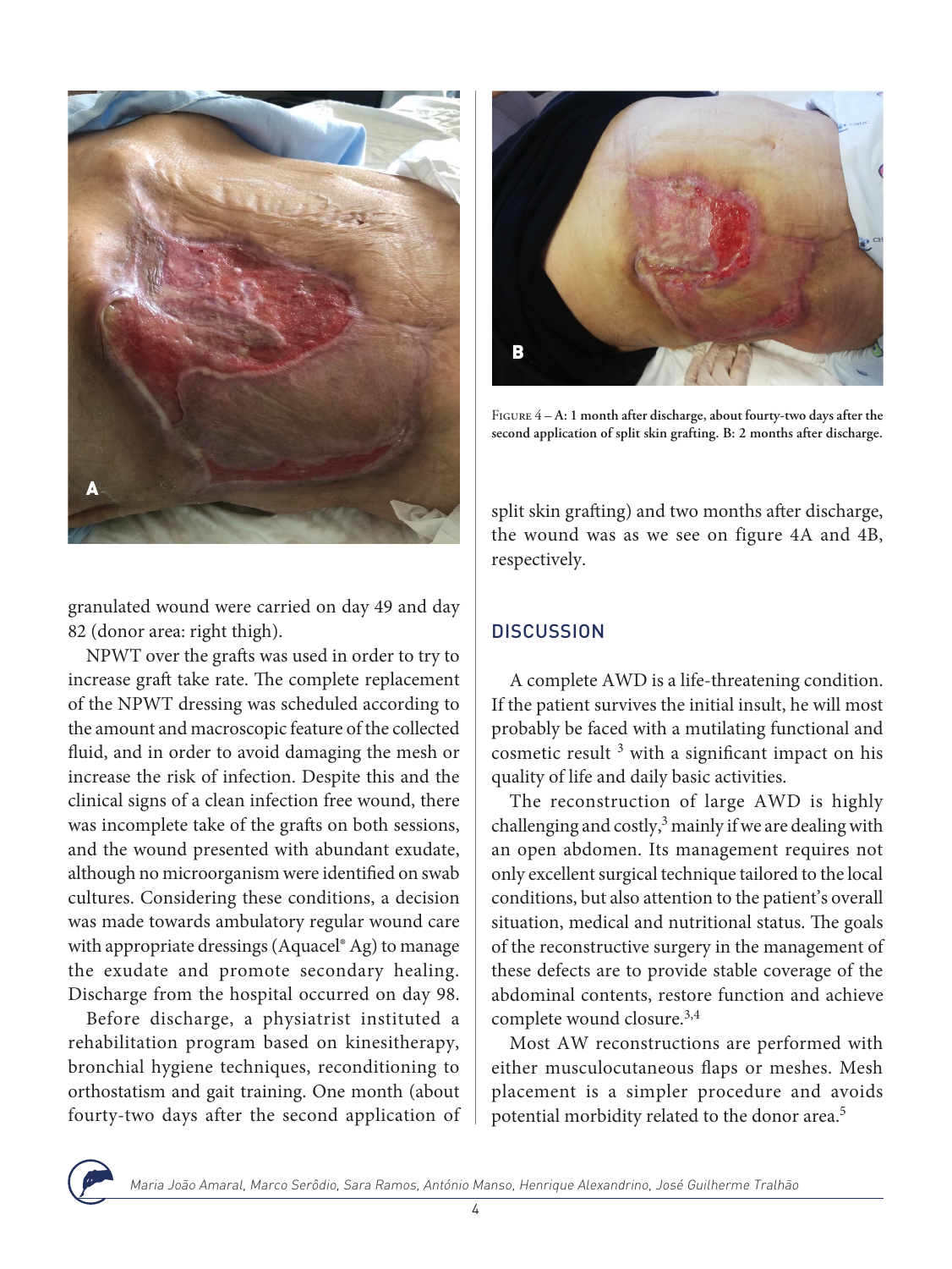FIGURE 4 – **A: 1 month after discharge, about fourty-two days after the second application of split skin grafting. B: 2 months after discharge.**

granulated wound were carried on day 49 and day 82 (donor area: right thigh).

NPWT over the grafts was used in order to try to increase graft take rate. The complete replacement of the NPWT dressing was scheduled according to the amount and macroscopic feature of the collected fluid, and in order to avoid damaging the mesh or increase the risk of infection. Despite this and the clinical signs of a clean infection free wound, there was incomplete take of the grafts on both sessions, and the wound presented with abundant exudate, although no microorganism were identified on swab cultures. Considering these conditions, a decision was made towards ambulatory regular wound care with appropriate dressings (Aquacel® Ag) to manage the exudate and promote secondary healing. Discharge from the hospital occurred on day 98.

Before discharge, a physiatrist instituted a rehabilitation program based on kinesitherapy, bronchial hygiene techniques, reconditioning to orthostatism and gait training. One month (about fourty-two days after the second application of split skin grafting) and two months after discharge, the wound was as we see on figure 4A and 4B, respectively.

## DISCUSSION

A complete AWD is a life-threatening condition. If the patient survives the initial insult, he will most probably be faced with a mutilating functional and cosmetic result [3] with a significant impact on his quality of life and daily basic activities.

The reconstruction of large AWD is highly challenging and costly,[3] mainly if we are dealing with an open abdomen. Its management requires not only excellent surgical technique tailored to the local conditions, but also attention to the patient's overall situation, medical and nutritional status. The goals of the reconstructive surgery in the management of these defects are to provide stable coverage of the abdominal contents, restore function and achieve complete wound closure.[3,4]

Most AW reconstructions are performed with either musculocutaneous flaps or meshes. Mesh placement is a simpler procedure and avoids potential morbidity related to the donor area.[5]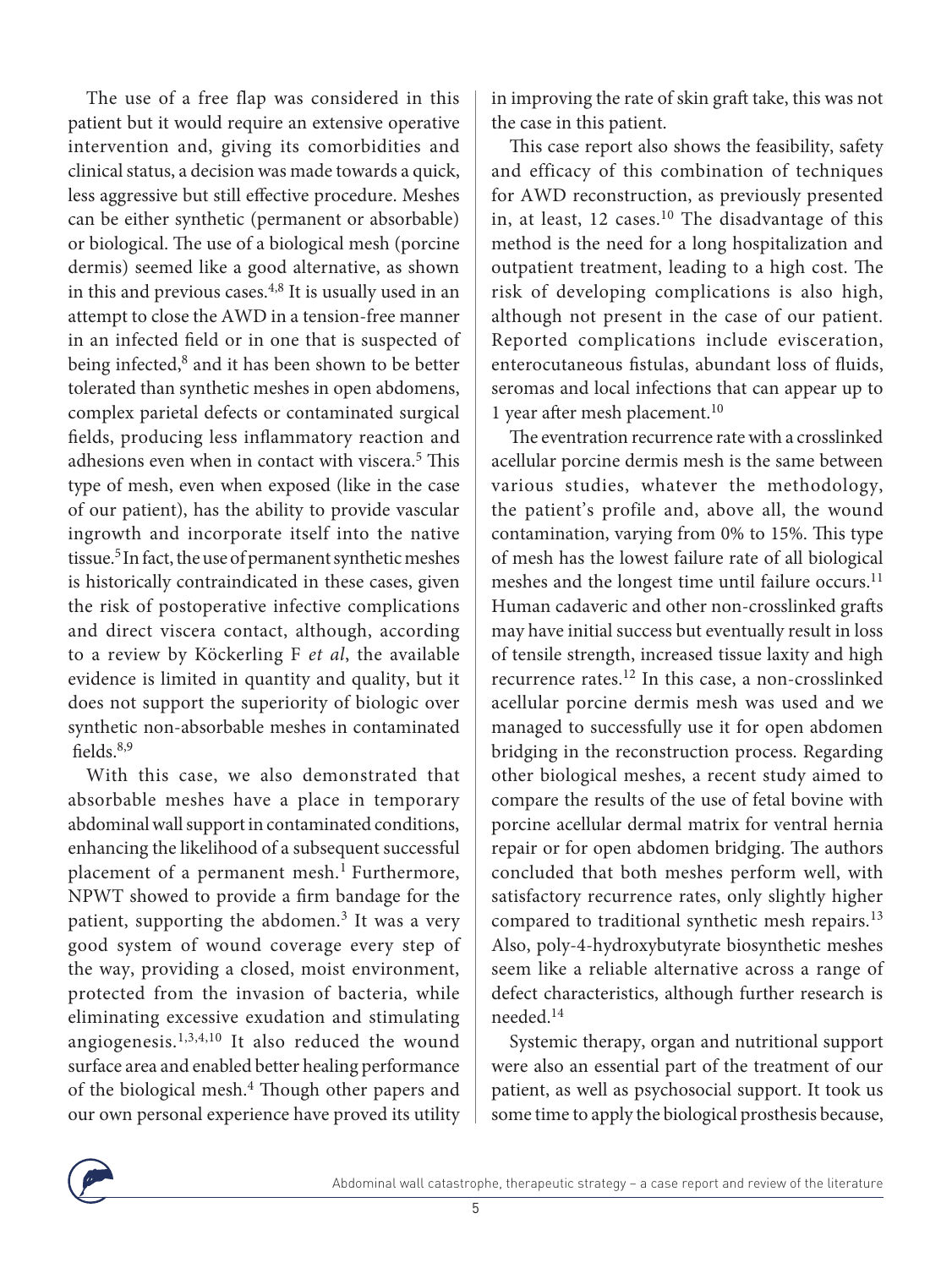The use of a free flap was considered in this patient but it would require an extensive operative intervention and, giving its comorbidities and clinical status, a decision was made towards a quick, less aggressive but still effective procedure. Meshes can be either synthetic (permanent or absorbable) or biological. The use of a biological mesh (porcine dermis) seemed like a good alternative, as shown in this and previous cases.[4,8] It is usually used in an attempt to close the AWD in a tension-free manner in an infected field or in one that is suspected of being infected,[8] and it has been shown to be better tolerated than synthetic meshes in open abdomens, complex parietal defects or contaminated surgical fields, producing less inflammatory reaction and adhesions even when in contact with viscera.[5] This type of mesh, even when exposed (like in the case of our patient), has the ability to provide vascular ingrowth and incorporate itself into the native tissue.[5] In fact, the use of permanent synthetic meshes is historically contraindicated in these cases, given the risk of postoperative infective complications and direct viscera contact, although, according to a review by Köckerling F *et al*, the available evidence is limited in quantity and quality, but it does not support the superiority of biologic over synthetic non-absorbable meshes in contaminated fields.[8,9]

With this case, we also demonstrated that absorbable meshes have a place in temporary abdominal wall support in contaminated conditions, enhancing the likelihood of a subsequent successful placement of a permanent mesh.[1] Furthermore, NPWT showed to provide a firm bandage for the patient, supporting the abdomen.[3] It was a very good system of wound coverage every step of the way, providing a closed, moist environment, protected from the invasion of bacteria, while eliminating excessive exudation and stimulating angiogenesis.[1,3,4,10] It also reduced the wound surface area and enabled better healing performance of the biological mesh.[4] Though other papers and our own personal experience have proved its utility in improving the rate of skin graft take, this was not the case in this patient.

This case report also shows the feasibility, safety and efficacy of this combination of techniques for AWD reconstruction, as previously presented in, at least, 12 cases.[10] The disadvantage of this method is the need for a long hospitalization and outpatient treatment, leading to a high cost. The risk of developing complications is also high, although not present in the case of our patient. Reported complications include evisceration, enterocutaneous fistulas, abundant loss of fluids, seromas and local infections that can appear up to 1 year after mesh placement.[10]

The eventration recurrence rate with a crosslinked acellular porcine dermis mesh is the same between various studies, whatever the methodology, the patient's profile and, above all, the wound contamination, varying from 0% to 15%. This type of mesh has the lowest failure rate of all biological meshes and the longest time until failure occurs.[11] Human cadaveric and other non-crosslinked grafts may have initial success but eventually result in loss of tensile strength, increased tissue laxity and high recurrence rates.[12] In this case, a non-crosslinked acellular porcine dermis mesh was used and we managed to successfully use it for open abdomen bridging in the reconstruction process. Regarding other biological meshes, a recent study aimed to compare the results of the use of fetal bovine with porcine acellular dermal matrix for ventral hernia repair or for open abdomen bridging. The authors concluded that both meshes perform well, with satisfactory recurrence rates, only slightly higher compared to traditional synthetic mesh repairs.[13] Also, poly-4-hydroxybutyrate biosynthetic meshes seem like a reliable alternative across a range of defect characteristics, although further research is needed.[14]

Systemic therapy, organ and nutritional support were also an essential part of the treatment of our patient, as well as psychosocial support. It took us some time to apply the biological prosthesis because,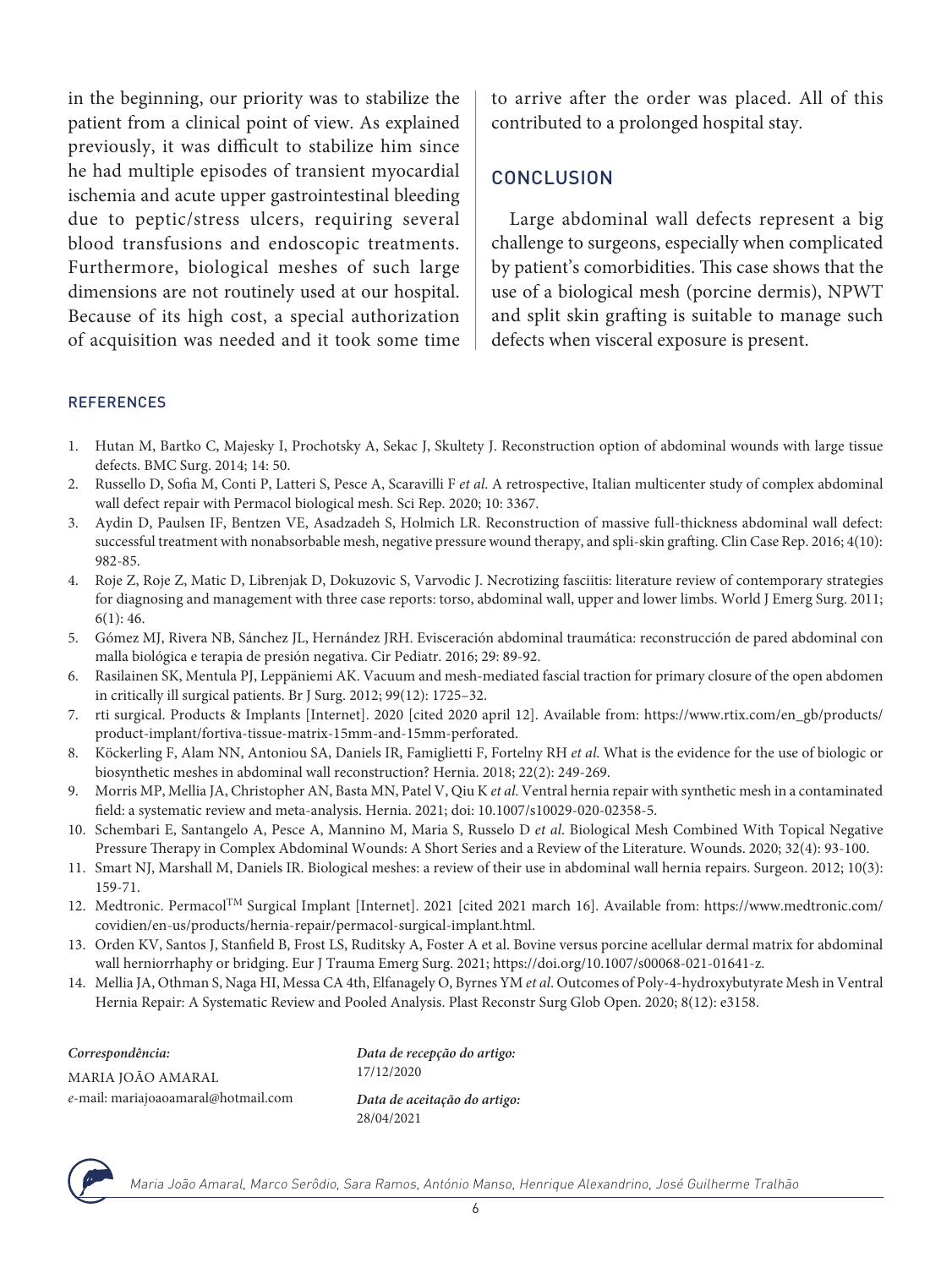in the beginning, our priority was to stabilize the patient from a clinical point of view. As explained previously, it was difficult to stabilize him since he had multiple episodes of transient myocardial ischemia and acute upper gastrointestinal bleeding due to peptic/stress ulcers, requiring several blood transfusions and endoscopic treatments. Furthermore, biological meshes of such large dimensions are not routinely used at our hospital. Because of its high cost, a special authorization of acquisition was needed and it took some time to arrive after the order was placed. All of this contributed to a prolonged hospital stay.

## CONCLUSION

Large abdominal wall defects represent a big challenge to surgeons, especially when complicated by patient's comorbidities. This case shows that the use of a biological mesh (porcine dermis), NPWT and split skin grafting is suitable to manage such defects when visceral exposure is present.

## REFERENCES

1. Hutan M, Bartko C, Majesky I, Prochotsky A, Sekac J, Skultety J. Reconstruction option of abdominal wounds with large tissue defects. BMC Surg. 2014; 14: 50.
2. Russello D, Sofia M, Conti P, Latteri S, Pesce A, Scaravilli F *et al*. A retrospective, Italian multicenter study of complex abdominal wall defect repair with Permacol biological mesh. Sci Rep. 2020; 10: 3367.
3. Aydin D, Paulsen IF, Bentzen VE, Asadzadeh S, Holmich LR. Reconstruction of massive full-thickness abdominal wall defect: successful treatment with nonabsorbable mesh, negative pressure wound therapy, and spli-skin grafting. Clin Case Rep. 2016; 4(10): 982-85.
4. Roje Z, Roje Z, Matic D, Librenjak D, Dokuzovic S, Varvodic J. Necrotizing fasciitis: literature review of contemporary strategies for diagnosing and management with three case reports: torso, abdominal wall, upper and lower limbs. World J Emerg Surg. 2011; 6(1): 46.
5. Gómez MJ, Rivera NB, Sánchez JL, Hernández JRH. Evisceración abdominal traumática: reconstrucción de pared abdominal con malla biológica e terapia de presión negativa. Cir Pediatr. 2016; 29: 89-92.
6. Rasilainen SK, Mentula PJ, Leppäniemi AK. Vacuum and mesh-mediated fascial traction for primary closure of the open abdomen in critically ill surgical patients. Br J Surg. 2012; 99(12): 1725–32.
7. rti surgical. Products & Implants [Internet]. 2020 [cited 2020 april 12]. Available from: https://www.rtix.com/en_gb/products/product-implant/fortiva-tissue-matrix-15mm-and-15mm-perforated.
8. Köckerling F, Alam NN, Antoniou SA, Daniels IR, Famiglietti F, Fortelny RH *et al.* What is the evidence for the use of biologic or biosynthetic meshes in abdominal wall reconstruction? Hernia. 2018; 22(2): 249-269.
9. Morris MP, Mellia JA, Christopher AN, Basta MN, Patel V, Qiu K *et al.* Ventral hernia repair with synthetic mesh in a contaminated field: a systematic review and meta-analysis. Hernia. 2021; doi: 10.1007/s10029-020-02358-5.
10. Schembari E, Santangelo A, Pesce A, Mannino M, Maria S, Russelo D *et al*. Biological Mesh Combined With Topical Negative Pressure Therapy in Complex Abdominal Wounds: A Short Series and a Review of the Literature. Wounds. 2020; 32(4): 93-100.
11. Smart NJ, Marshall M, Daniels IR. Biological meshes: a review of their use in abdominal wall hernia repairs. Surgeon. 2012; 10(3): 159-71.
12. Medtronic. Permacol™ Surgical Implant [Internet]. 2021 [cited 2021 march 16]. Available from: https://www.medtronic.com/covidien/en-us/products/hernia-repair/permacol-surgical-implant.html.
13. Orden KV, Santos J, Stanfield B, Frost LS, Ruditsky A, Foster A et al. Bovine versus porcine acellular dermal matrix for abdominal wall herniorrhaphy or bridging. Eur J Trauma Emerg Surg. 2021; https://doi.org/10.1007/s00068-021-01641-z.
14. Mellia JA, Othman S, Naga HI, Messa CA 4th, Elfanagely O, Byrnes YM *et al*. Outcomes of Poly-4-hydroxybutyrate Mesh in Ventral Hernia Repair: A Systematic Review and Pooled Analysis. Plast Reconstr Surg Glob Open. 2020; 8(12): e3158.

***Correspondência:***
MARIA JOÃO AMARAL
*e*-mail: mariajoaoamaral@hotmail.com

***Data de recepção do artigo:***
17/12/2020

***Data de aceitação do artigo:***
28/04/2021